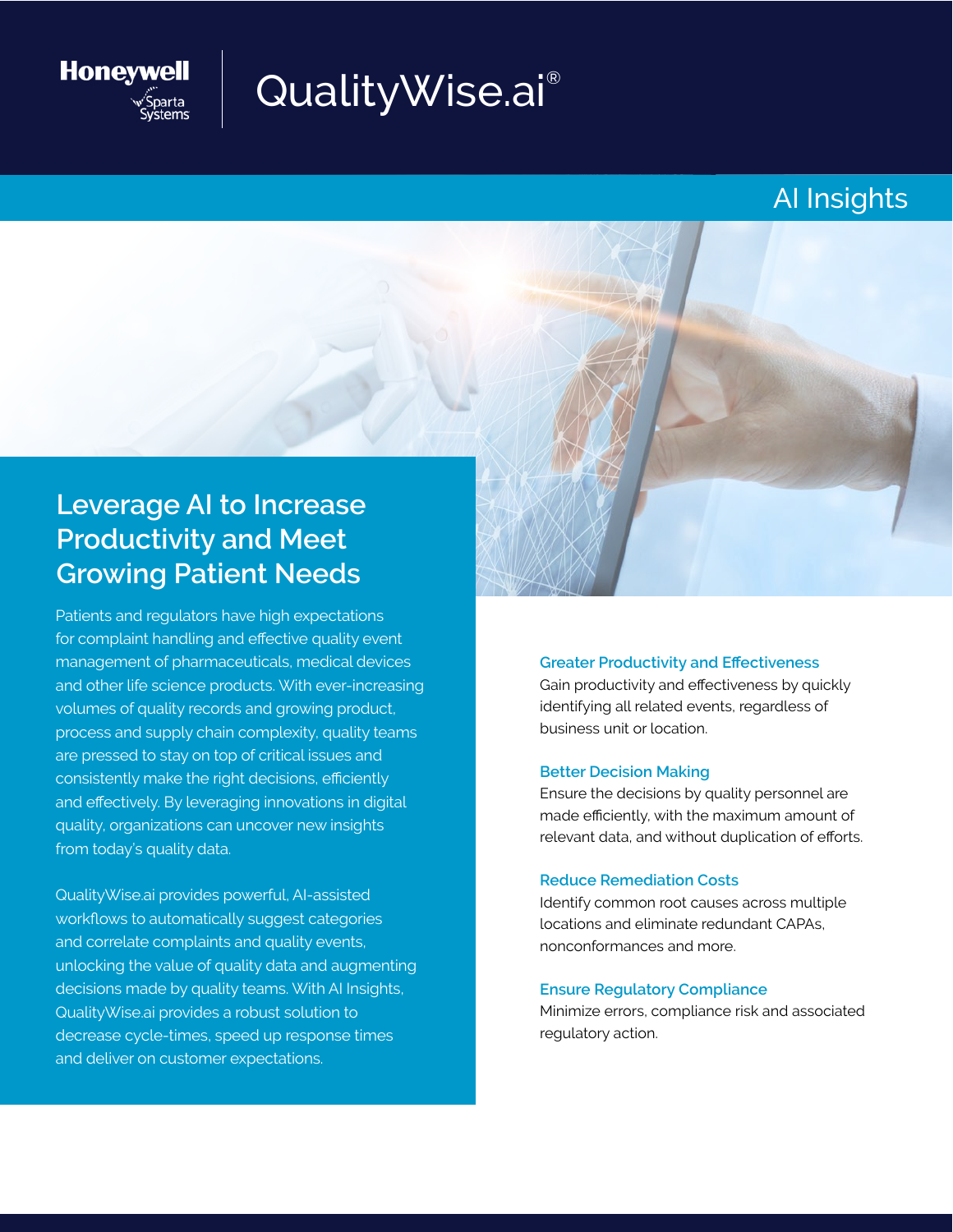Honeywell Sparta Systems

# QualityWise.ai®

## AI Insights

## Leverage AI to Increase Productivity and Meet Growing Patient Needs

Patients and regulators have high expectations for complaint handling and effective quality event management of pharmaceuticals, medical devices and other life science products. With ever-increasing volumes of quality records and growing product, process and supply chain complexity, quality teams are pressed to stay on top of critical issues and consistently make the right decisions, efficiently and effectively. By leveraging innovations in digital quality, organizations can uncover new insights from today's quality data.

QualityWise.ai provides powerful, AI-assisted workflows to automatically suggest categories and correlate complaints and quality events, unlocking the value of quality data and augmenting decisions made by quality teams. With AI Insights, QualityWise.ai provides a robust solution to decrease cycle-times, speed up response times and deliver on customer expectations.

### Greater Productivity and Effectiveness

Gain productivity and effectiveness by quickly identifying all related events, regardless of business unit or location.

### Better Decision Making

Ensure the decisions by quality personnel are made efficiently, with the maximum amount of relevant data, and without duplication of efforts.

### Reduce Remediation Costs

Identify common root causes across multiple locations and eliminate redundant CAPAs, nonconformances and more.

### Ensure Regulatory Compliance

Minimize errors, compliance risk and associated regulatory action.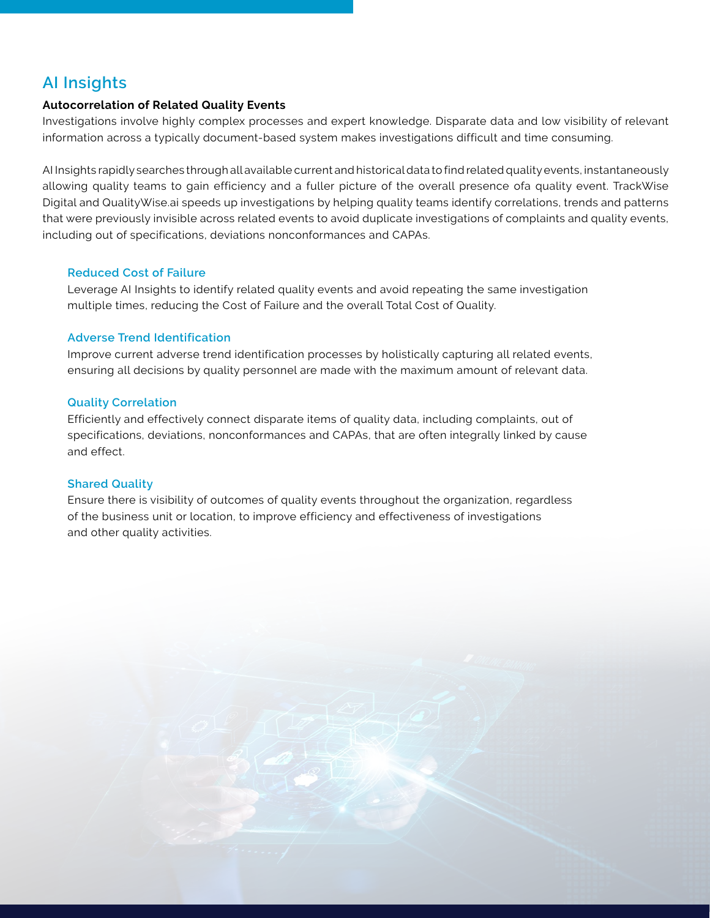## AI Insights

**Autocorrelation of Related Quality Events**

Investigations involve highly complex processes and expert knowledge. Disparate data and low visibility of relevant information across a typically document-based system makes investigations difficult and time consuming.

AI Insights rapidly searches through all available current and historical data to find related quality events, instantaneously allowing quality teams to gain efficiency and a fuller picture of the overall presence ofa quality event. TrackWise Digital and QualityWise.ai speeds up investigations by helping quality teams identify correlations, trends and patterns that were previously invisible across related events to avoid duplicate investigations of complaints and quality events, including out of specifications, deviations nonconformances and CAPAs.

### Reduced Cost of Failure

Leverage AI Insights to identify related quality events and avoid repeating the same investigation multiple times, reducing the Cost of Failure and the overall Total Cost of Quality.

### Adverse Trend Identification

Improve current adverse trend identification processes by holistically capturing all related events, ensuring all decisions by quality personnel are made with the maximum amount of relevant data.

### Quality Correlation

Efficiently and effectively connect disparate items of quality data, including complaints, out of specifications, deviations, nonconformances and CAPAs, that are often integrally linked by cause and effect.

### Shared Quality

Ensure there is visibility of outcomes of quality events throughout the organization, regardless of the business unit or location, to improve efficiency and effectiveness of investigations and other quality activities.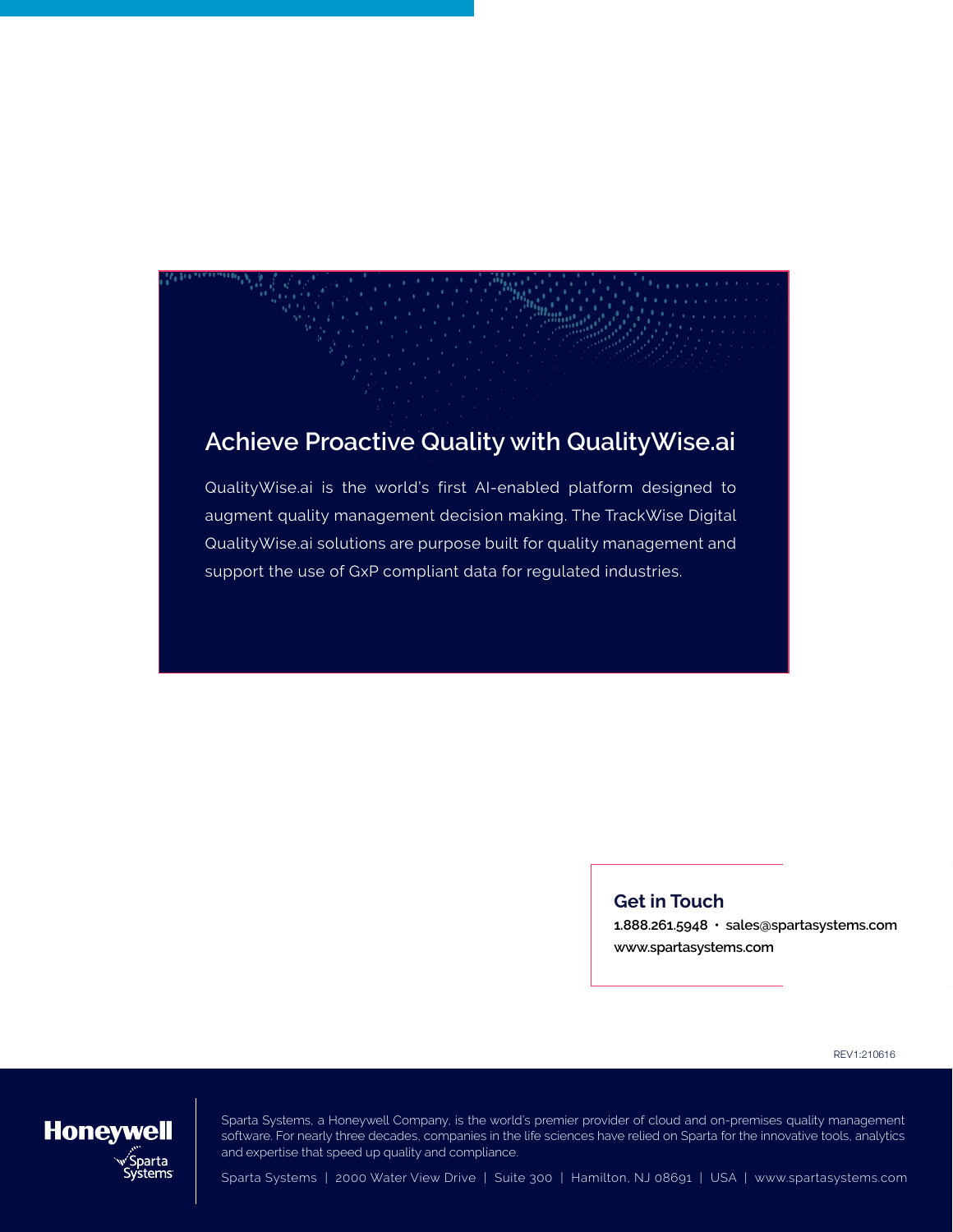## Achieve Proactive Quality with QualityWise.ai

QualityWise.ai is the world's first AI-enabled platform designed to augment quality management decision making. The TrackWise Digital QualityWise.ai solutions are purpose built for quality management and support the use of GxP compliant data for regulated industries.

**Get in Touch**

**1.888.261.5948 • sales@spartasystems.com**
**www.spartasystems.com**

REV1:210616

Honeywell
Sparta Systems

Sparta Systems, a Honeywell Company, is the world's premier provider of cloud and on-premises quality management software. For nearly three decades, companies in the life sciences have relied on Sparta for the innovative tools, analytics and expertise that speed up quality and compliance.

Sparta Systems | 2000 Water View Drive | Suite 300 | Hamilton, NJ 08691 | USA | www.spartasystems.com